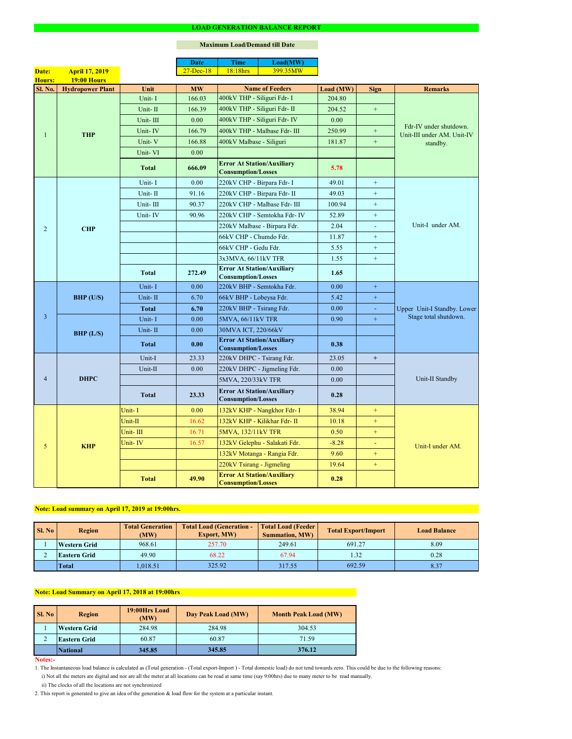# LOAD GENERATION BALANCE REPORT

**Maximum Load/Demand till Date**

| Date | Time | Load(MW) |
|---|---|---|
| 27-Dec-18 | 18:18hrs | 399.35MW |

**Date:** April 17, 2019
**Hours:** 19:00 Hours

| Sl. No. | Hydropower Plant | Unit | MW | Name of Feeders | Load (MW) | Sign | Remarks |
|---|---|---|---|---|---|---|---|
| 1 | THP | Unit- I | 166.03 | 400kV THP - Siliguri Fdr- I | 204.80 | | Fdr-IV under shutdown. Unit-III under AM. Unit-IV standby. |
| | | Unit- II | 166.39 | 400kV THP - Siliguri Fdr- II | 204.52 | + | |
| | | Unit- III | 0.00 | 400kV THP - Siliguri Fdr- IV | 0.00 | | |
| | | Unit- IV | 166.79 | 400kV THP - Malbase Fdr- III | 250.99 | + | |
| | | Unit- V | 166.88 | 400kV Malbase - Siliguri | 181.87 | + | |
| | | Unit- VI | 0.00 | | | | |
| | | **Total** | **666.09** | **Error At Station/Auxiliary Consumption/Losses** | **5.78** | | |
| 2 | CHP | Unit- I | 0.00 | 220kV CHP - Birpara Fdr- I | 49.01 | + | Unit-I under AM. |
| | | Unit- II | 91.16 | 220kV CHP - Birpara Fdr- II | 49.03 | + | |
| | | Unit- III | 90.37 | 220kV CHP - Malbase Fdr- III | 100.94 | + | |
| | | Unit- IV | 90.96 | 220kV CHP - Semtokha Fdr- IV | 52.89 | + | |
| | | | | 220kV Malbase - Birpara Fdr. | 2.04 | - | |
| | | | | 66kV CHP - Chumdo Fdr. | 11.87 | + | |
| | | | | 66kV CHP - Gedu Fdr. | 5.55 | + | |
| | | | | 3x3MVA, 66/11kV TFR | 1.55 | + | |
| | | **Total** | **272.49** | **Error At Station/Auxiliary Consumption/Losses** | **1.65** | | |
| 3 | BHP (U/S) | Unit- I | 0.00 | 220kV BHP - Semtokha Fdr. | 0.00 | + | Upper Unit-I Standby. Lower Stage total shutdown. |
| | | Unit- II | 6.70 | 66kV BHP - Lobeysa Fdr. | 5.42 | + | |
| | | **Total** | **6.70** | 220kV BHP - Tsirang Fdr. | 0.00 | - | |
| | BHP (L/S) | Unit- I | 0.00 | 5MVA, 66/11kV TFR | 0.90 | + | |
| | | Unit- II | 0.00 | 30MVA ICT, 220/66kV | | | |
| | | **Total** | **0.00** | **Error At Station/Auxiliary Consumption/Losses** | **0.38** | | |
| 4 | DHPC | Unit-I | 23.33 | 220kV DHPC - Tsirang Fdr. | 23.05 | + | Unit-II Standby |
| | | Unit-II | 0.00 | 220kV DHPC - Jigmeling Fdr. | 0.00 | | |
| | | | | 5MVA, 220/33kV TFR | 0.00 | | |
| | | **Total** | **23.33** | **Error At Station/Auxiliary Consumption/Losses** | **0.28** | | |
| 5 | KHP | Unit- I | 0.00 | 132kV KHP - Nangkhor Fdr- I | 38.94 | + | Unit-I under AM. |
| | | Unit-II | 16.62 | 132kV KHP - Kilikhar Fdr- II | 10.18 | + | |
| | | Unit- III | 16.71 | 5MVA, 132/11kV TFR | 0.50 | + | |
| | | Unit- IV | 16.57 | 132kV Gelephu - Salakati Fdr. | -8.28 | - | |
| | | | | 132kV Motanga - Rangia Fdr. | 9.60 | + | |
| | | | | 220kV Tsirang - Jigmeling | 19.64 | + | |
| | | **Total** | **49.90** | **Error At Station/Auxiliary Consumption/Losses** | **0.28** | | |

**Note: Load summary on April 17, 2019 at 19:00hrs.**

| Sl. No | Region | Total Generation (MW) | Total Load (Generation - Export, MW) | Total Load (Feeder Summation, MW) | Total Export/Import | Load Balance |
|---|---|---|---|---|---|---|
| 1 | Western Grid | 968.61 | 257.70 | 249.61 | 691.27 | 8.09 |
| 2 | Eastern Grid | 49.90 | 68.22 | 67.94 | 1.32 | 0.28 |
| | Total | 1,018.51 | 325.92 | 317.55 | 692.59 | 8.37 |

**Note: Load Summary on April 17, 2018 at 19:00hrs**

| Sl. No | Region | 19:00Hrs Load (MW) | Day Peak Load (MW) | Month Peak Load (MW) |
|---|---|---|---|---|
| 1 | Western Grid | 284.98 | 284.98 | 304.53 |
| 2 | Eastern Grid | 60.87 | 60.87 | 71.59 |
| | National | **345.85** | **345.85** | **376.12** |

**Notes:-**

1. The Instantaneous load balance is calculated as (Total generation - (Total export-Import ) - Total domestic load) do not tend towards zero. This could be due to the following reasons:
   i) Not all the meters are digital and nor are all the meter at all locations can be read at same time (say 9:00hrs) due to many meter to be read manually.
   ii) The clocks of all the locations are not synchronized
2. This report is generated to give an idea of the generation & load flow for the system at a particular instant.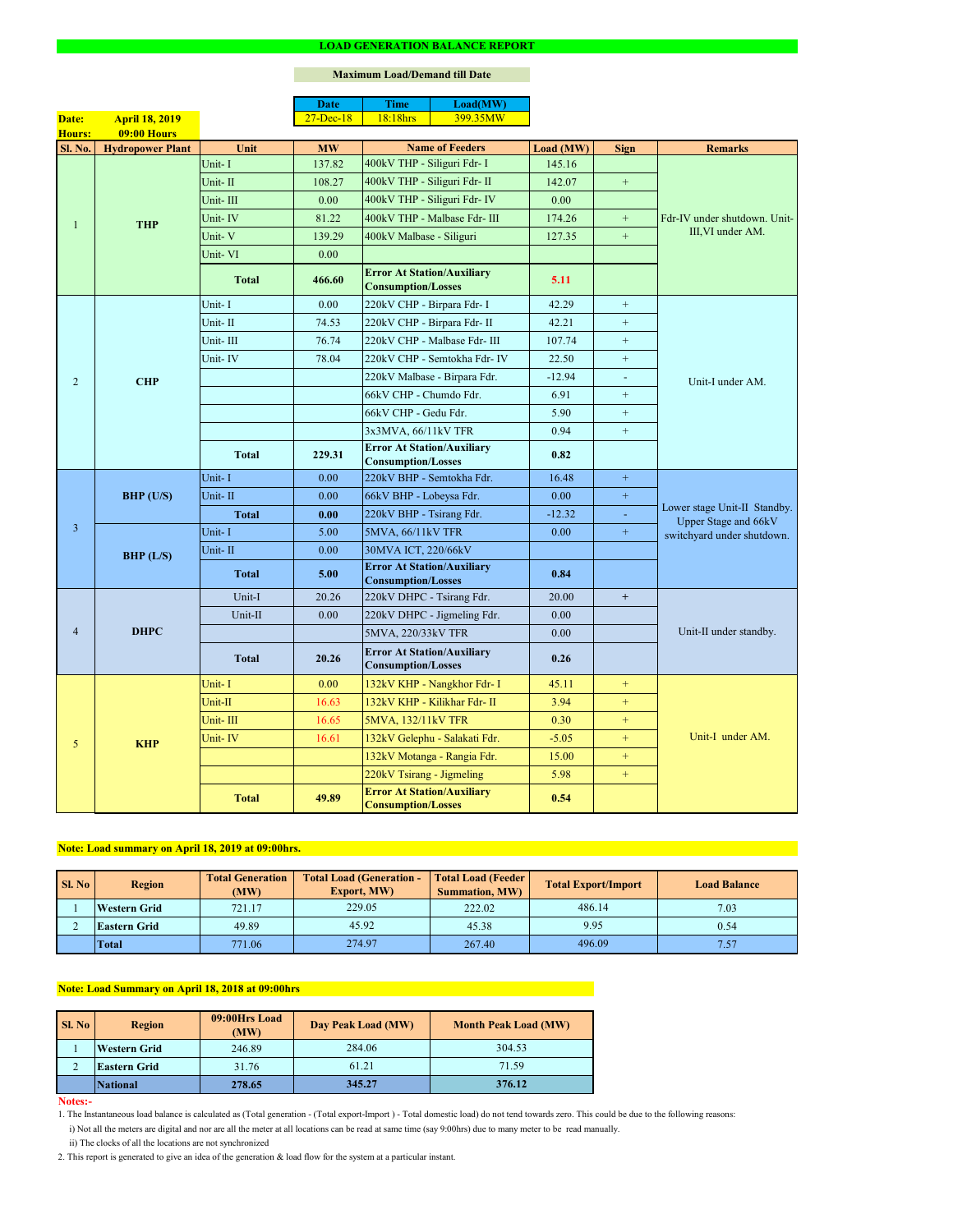# LOAD GENERATION BALANCE REPORT

**Maximum Load/Demand till Date**

| Date | Time | Load(MW) |
|---|---|---|
| 27-Dec-18 | 18:18hrs | 399.35MW |

**Date:** April 18, 2019
**Hours:** 09:00 Hours

| Sl. No. | Hydropower Plant | Unit | MW | Name of Feeders | Load (MW) | Sign | Remarks |
|---|---|---|---|---|---|---|---|
| 1 | THP | Unit- I | 137.82 | 400kV THP - Siliguri Fdr- I | 145.16 | | Fdr-IV under shutdown. Unit-III,VI under AM. |
| | | Unit- II | 108.27 | 400kV THP - Siliguri Fdr- II | 142.07 | + | |
| | | Unit- III | 0.00 | 400kV THP - Siliguri Fdr- IV | 0.00 | | |
| | | Unit- IV | 81.22 | 400kV THP - Malbase Fdr- III | 174.26 | + | |
| | | Unit- V | 139.29 | 400kV Malbase - Siliguri | 127.35 | + | |
| | | Unit- VI | 0.00 | | | | |
| | | **Total** | **466.60** | **Error At Station/Auxiliary Consumption/Losses** | **5.11** | | |
| 2 | CHP | Unit- I | 0.00 | 220kV CHP - Birpara Fdr- I | 42.29 | + | Unit-I under AM. |
| | | Unit- II | 74.53 | 220kV CHP - Birpara Fdr- II | 42.21 | + | |
| | | Unit- III | 76.74 | 220kV CHP - Malbase Fdr- III | 107.74 | + | |
| | | Unit- IV | 78.04 | 220kV CHP - Semtokha Fdr- IV | 22.50 | + | |
| | | | | 220kV Malbase - Birpara Fdr. | -12.94 | - | |
| | | | | 66kV CHP - Chumdo Fdr. | 6.91 | + | |
| | | | | 66kV CHP - Gedu Fdr. | 5.90 | + | |
| | | | | 3x3MVA, 66/11kV TFR | 0.94 | + | |
| | | **Total** | **229.31** | **Error At Station/Auxiliary Consumption/Losses** | **0.82** | | |
| 3 | BHP (U/S) | Unit- I | 0.00 | 220kV BHP - Semtokha Fdr. | 16.48 | + | Lower stage Unit-II Standby. Upper Stage and 66kV switchyard under shutdown. |
| | | Unit- II | 0.00 | 66kV BHP - Lobeysa Fdr. | 0.00 | + | |
| | | **Total** | **0.00** | 220kV BHP - Tsirang Fdr. | -12.32 | - | |
| | BHP (L/S) | Unit- I | 5.00 | 5MVA, 66/11kV TFR | 0.00 | + | |
| | | Unit- II | 0.00 | 30MVA ICT, 220/66kV | | | |
| | | **Total** | **5.00** | **Error At Station/Auxiliary Consumption/Losses** | **0.84** | | |
| 4 | DHPC | Unit-I | 20.26 | 220kV DHPC - Tsirang Fdr. | 20.00 | + | Unit-II under standby. |
| | | Unit-II | 0.00 | 220kV DHPC - Jigmeling Fdr. | 0.00 | | |
| | | | | 5MVA, 220/33kV TFR | 0.00 | | |
| | | **Total** | **20.26** | **Error At Station/Auxiliary Consumption/Losses** | **0.26** | | |
| 5 | KHP | Unit- I | 0.00 | 132kV KHP - Nangkhor Fdr- I | 45.11 | + | Unit-I under AM. |
| | | Unit-II | 16.63 | 132kV KHP - Kilikhar Fdr- II | 3.94 | + | |
| | | Unit- III | 16.65 | 5MVA, 132/11kV TFR | 0.30 | + | |
| | | Unit- IV | 16.61 | 132kV Gelephu - Salakati Fdr. | -5.05 | + | |
| | | | | 132kV Motanga - Rangia Fdr. | 15.00 | + | |
| | | | | 220kV Tsirang - Jigmeling | 5.98 | + | |
| | | **Total** | **49.89** | **Error At Station/Auxiliary Consumption/Losses** | **0.54** | | |

**Note: Load summary on April 18, 2019 at 09:00hrs.**

| Sl. No | Region | Total Generation (MW) | Total Load (Generation - Export, MW) | Total Load (Feeder Summation, MW) | Total Export/Import | Load Balance |
|---|---|---|---|---|---|---|
| 1 | Western Grid | 721.17 | 229.05 | 222.02 | 486.14 | 7.03 |
| 2 | Eastern Grid | 49.89 | 45.92 | 45.38 | 9.95 | 0.54 |
| | Total | 771.06 | 274.97 | 267.40 | 496.09 | 7.57 |

**Note: Load Summary on April 18, 2018 at 09:00hrs**

| Sl. No | Region | 09:00Hrs Load (MW) | Day Peak Load (MW) | Month Peak Load (MW) |
|---|---|---|---|---|
| 1 | Western Grid | 246.89 | 284.06 | 304.53 |
| 2 | Eastern Grid | 31.76 | 61.21 | 71.59 |
| | **National** | **278.65** | **345.27** | **376.12** |

**Notes:-**

1. The Instantaneous load balance is calculated as (Total generation - (Total export-Import ) - Total domestic load) do not tend towards zero. This could be due to the following reasons:
   i) Not all the meters are digital and nor are all the meter at all locations can be read at same time (say 9:00hrs) due to many meter to be read manually.
   ii) The clocks of all the locations are not synchronized
2. This report is generated to give an idea of the generation & load flow for the system at a particular instant.